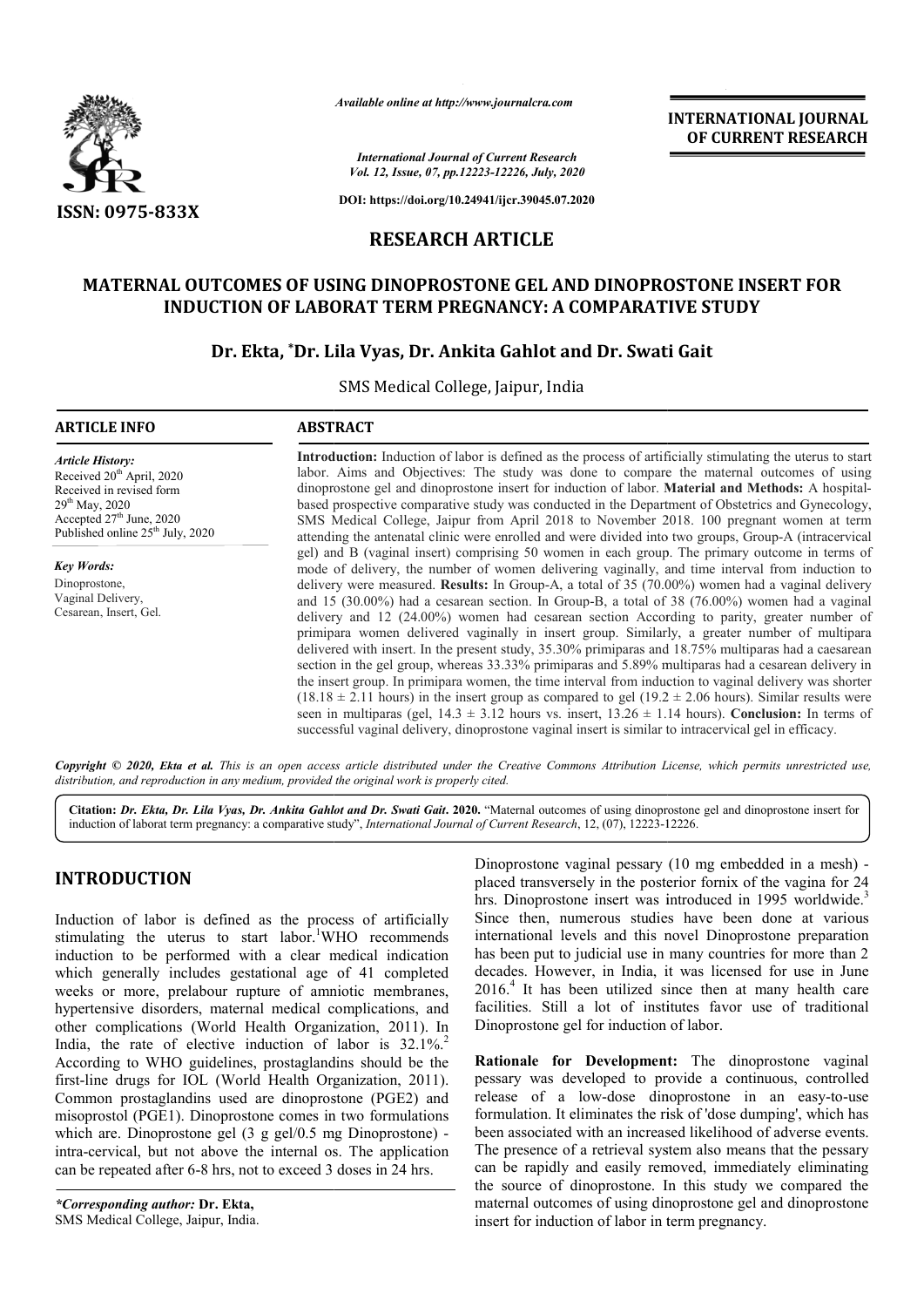*Available online at http://www.journalcra.com*

*International Journal of Current Research*
*Vol. 12, Issue, 07, pp.12223-12226, July, 2020*

**DOI: https://doi.org/10.24941/ijcr.39045.07.2020**

**INTERNATIONAL JOURNAL OF CURRENT RESEARCH**

**ISSN: 0975-833X**

# RESEARCH ARTICLE

## MATERNAL OUTCOMES OF USING DINOPROSTONE GEL AND DINOPROSTONE INSERT FOR INDUCTION OF LABORAT TERM PREGNANCY: A COMPARATIVE STUDY

**Dr. Ekta, \*Dr. Lila Vyas, Dr. Ankita Gahlot and Dr. Swati Gait**

SMS Medical College, Jaipur, India

### ARTICLE INFO

*Article History:*
Received 20th April, 2020
Received in revised form
29th May, 2020
Accepted 27th June, 2020
Published online 25th July, 2020

*Key Words:*
Dinoprostone,
Vaginal Delivery,
Cesarean, Insert, Gel.

### ABSTRACT

**Introduction:** Induction of labor is defined as the process of artificially stimulating the uterus to start labor. Aims and Objectives: The study was done to compare the maternal outcomes of using dinoprostone gel and dinoprostone insert for induction of labor. **Material and Methods:** A hospital-based prospective comparative study was conducted in the Department of Obstetrics and Gynecology, SMS Medical College, Jaipur from April 2018 to November 2018. 100 pregnant women at term attending the antenatal clinic were enrolled and were divided into two groups, Group-A (intracervical gel) and B (vaginal insert) comprising 50 women in each group. The primary outcome in terms of mode of delivery, the number of women delivering vaginally, and time interval from induction to delivery were measured. **Results:** In Group-A, a total of 35 (70.00%) women had a vaginal delivery and 15 (30.00%) had a cesarean section. In Group-B, a total of 38 (76.00%) women had a vaginal delivery and 12 (24.00%) women had cesarean section According to parity, greater number of primipara women delivered vaginally in insert group. Similarly, a greater number of multipara delivered with insert. In the present study, 35.30% primiparas and 18.75% multiparas had a caesarean section in the gel group, whereas 33.33% primiparas and 5.89% multiparas had a cesarean delivery in the insert group. In primipara women, the time interval from induction to vaginal delivery was shorter ($18.18 \pm 2.11$ hours) in the insert group as compared to gel ($19.2 \pm 2.06$ hours). Similar results were seen in multiparas (gel, $14.3 \pm 3.12$ hours vs. insert, $13.26 \pm 1.14$ hours). **Conclusion:** In terms of successful vaginal delivery, dinoprostone vaginal insert is similar to intracervical gel in efficacy.

*Copyright © 2020, Ekta et al. This is an open access article distributed under the Creative Commons Attribution License, which permits unrestricted use, distribution, and reproduction in any medium, provided the original work is properly cited.*

**Citation:** *Dr. Ekta, Dr. Lila Vyas, Dr. Ankita Gahlot and Dr. Swati Gait*. **2020.** "Maternal outcomes of using dinoprostone gel and dinoprostone insert for induction of laborat term pregnancy: a comparative study", *International Journal of Current Research*, 12, (07), 12223-12226.

# INTRODUCTION

Induction of labor is defined as the process of artificially stimulating the uterus to start labor.[1] WHO recommends induction to be performed with a clear medical indication which generally includes gestational age of 41 completed weeks or more, prelabour rupture of amniotic membranes, hypertensive disorders, maternal medical complications, and other complications (World Health Organization, 2011). In India, the rate of elective induction of labor is 32.1%.[2] According to WHO guidelines, prostaglandins should be the first-line drugs for IOL (World Health Organization, 2011). Common prostaglandins used are dinoprostone (PGE2) and misoprostol (PGE1). Dinoprostone comes in two formulations which are. Dinoprostone gel (3 g gel/0.5 mg Dinoprostone) - intra-cervical, but not above the internal os. The application can be repeated after 6-8 hrs, not to exceed 3 doses in 24 hrs.

Dinoprostone vaginal pessary (10 mg embedded in a mesh) - placed transversely in the posterior fornix of the vagina for 24 hrs. Dinoprostone insert was introduced in 1995 worldwide.[3] Since then, numerous studies have been done at various international levels and this novel Dinoprostone preparation has been put to judicial use in many countries for more than 2 decades. However, in India, it was licensed for use in June 2016.[4] It has been utilized since then at many health care facilities. Still a lot of institutes favor use of traditional Dinoprostone gel for induction of labor.

**Rationale for Development:** The dinoprostone vaginal pessary was developed to provide a continuous, controlled release of a low-dose dinoprostone in an easy-to-use formulation. It eliminates the risk of 'dose dumping', which has been associated with an increased likelihood of adverse events. The presence of a retrieval system also means that the pessary can be rapidly and easily removed, immediately eliminating the source of dinoprostone. In this study we compared the maternal outcomes of using dinoprostone gel and dinoprostone insert for induction of labor in term pregnancy.

*\*Corresponding author:* **Dr. Ekta,**
SMS Medical College, Jaipur, India.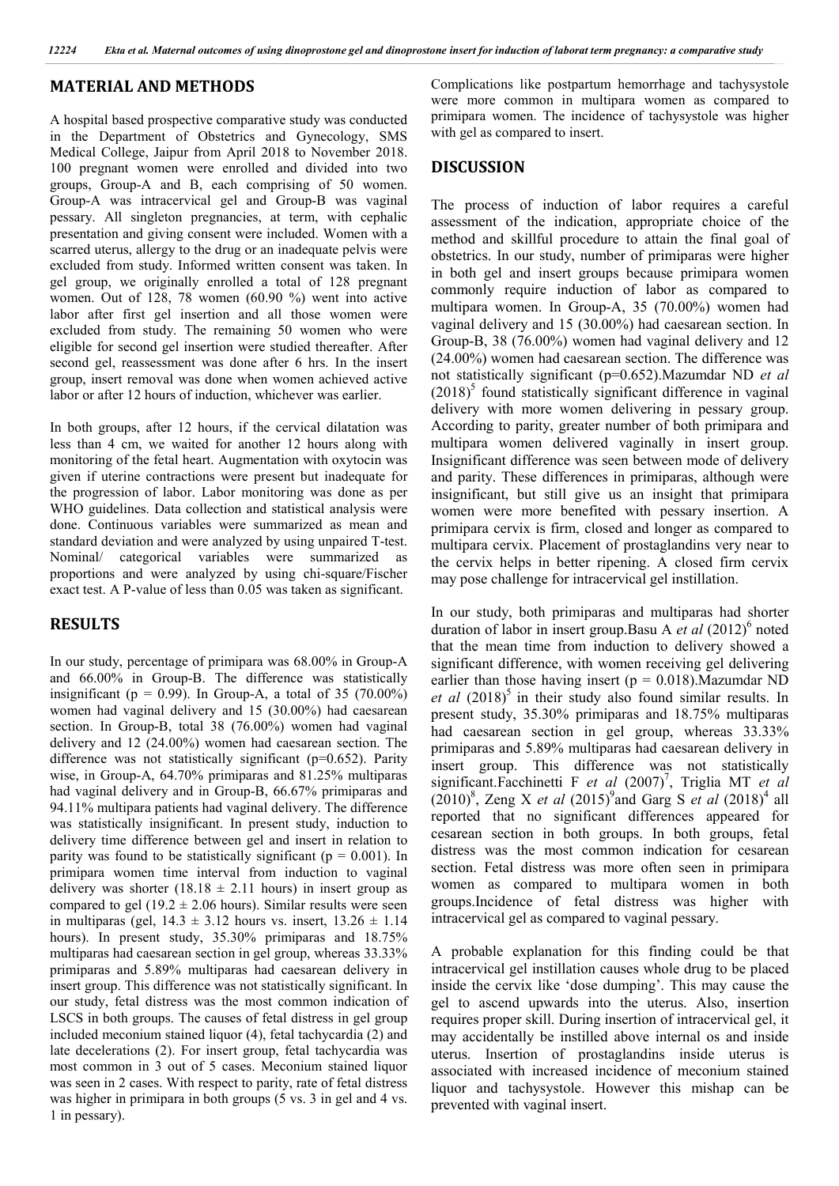## MATERIAL AND METHODS

A hospital based prospective comparative study was conducted in the Department of Obstetrics and Gynecology, SMS Medical College, Jaipur from April 2018 to November 2018. 100 pregnant women were enrolled and divided into two groups, Group-A and B, each comprising of 50 women. Group-A was intracervical gel and Group-B was vaginal pessary. All singleton pregnancies, at term, with cephalic presentation and giving consent were included. Women with a scarred uterus, allergy to the drug or an inadequate pelvis were excluded from study. Informed written consent was taken. In gel group, we originally enrolled a total of 128 pregnant women. Out of 128, 78 women (60.90 %) went into active labor after first gel insertion and all those women were excluded from study. The remaining 50 women who were eligible for second gel insertion were studied thereafter. After second gel, reassessment was done after 6 hrs. In the insert group, insert removal was done when women achieved active labor or after 12 hours of induction, whichever was earlier.

In both groups, after 12 hours, if the cervical dilatation was less than 4 cm, we waited for another 12 hours along with monitoring of the fetal heart. Augmentation with oxytocin was given if uterine contractions were present but inadequate for the progression of labor. Labor monitoring was done as per WHO guidelines. Data collection and statistical analysis were done. Continuous variables were summarized as mean and standard deviation and were analyzed by using unpaired T-test. Nominal/ categorical variables were summarized as proportions and were analyzed by using chi-square/Fischer exact test. A P-value of less than 0.05 was taken as significant.

## RESULTS

In our study, percentage of primipara was 68.00% in Group-A and 66.00% in Group-B. The difference was statistically insignificant ($p = 0.99$). In Group-A, a total of 35 (70.00%) women had vaginal delivery and 15 (30.00%) had caesarean section. In Group-B, total 38 (76.00%) women had vaginal delivery and 12 (24.00%) women had caesarean section. The difference was not statistically significant ($p=0.652$). Parity wise, in Group-A, 64.70% primiparas and 81.25% multiparas had vaginal delivery and in Group-B, 66.67% primiparas and 94.11% multipara patients had vaginal delivery. The difference was statistically insignificant. In present study, induction to delivery time difference between gel and insert in relation to parity was found to be statistically significant ($p = 0.001$). In primipara women time interval from induction to vaginal delivery was shorter ($18.18 \pm 2.11$ hours) in insert group as compared to gel ($19.2 \pm 2.06$ hours). Similar results were seen in multiparas (gel, $14.3 \pm 3.12$ hours vs. insert, $13.26 \pm 1.14$ hours). In present study, 35.30% primiparas and 18.75% multiparas had caesarean section in gel group, whereas 33.33% primiparas and 5.89% multiparas had caesarean delivery in insert group. This difference was not statistically significant. In our study, fetal distress was the most common indication of LSCS in both groups. The causes of fetal distress in gel group included meconium stained liquor (4), fetal tachycardia (2) and late decelerations (2). For insert group, fetal tachycardia was most common in 3 out of 5 cases. Meconium stained liquor was seen in 2 cases. With respect to parity, rate of fetal distress was higher in primipara in both groups (5 vs. 3 in gel and 4 vs. 1 in pessary).

Complications like postpartum hemorrhage and tachysystole were more common in multipara women as compared to primipara women. The incidence of tachysystole was higher with gel as compared to insert.

## DISCUSSION

The process of induction of labor requires a careful assessment of the indication, appropriate choice of the method and skillful procedure to attain the final goal of obstetrics. In our study, number of primiparas were higher in both gel and insert groups because primipara women commonly require induction of labor as compared to multipara women. In Group-A, 35 (70.00%) women had vaginal delivery and 15 (30.00%) had caesarean section. In Group-B, 38 (76.00%) women had vaginal delivery and 12 (24.00%) women had caesarean section. The difference was not statistically significant ($p=0.652$).Mazumdar ND *et al* (2018)[5] found statistically significant difference in vaginal delivery with more women delivering in pessary group. According to parity, greater number of both primipara and multipara women delivered vaginally in insert group. Insignificant difference was seen between mode of delivery and parity. These differences in primiparas, although were insignificant, but still give us an insight that primipara women were more benefited with pessary insertion. A primipara cervix is firm, closed and longer as compared to multipara cervix. Placement of prostaglandins very near to the cervix helps in better ripening. A closed firm cervix may pose challenge for intracervical gel instillation.

In our study, both primiparas and multiparas had shorter duration of labor in insert group.Basu A *et al* (2012)[6] noted that the mean time from induction to delivery showed a significant difference, with women receiving gel delivering earlier than those having insert ($p = 0.018$).Mazumdar ND *et al* (2018)[5] in their study also found similar results. In present study, 35.30% primiparas and 18.75% multiparas had caesarean section in gel group, whereas 33.33% primiparas and 5.89% multiparas had caesarean delivery in insert group. This difference was not statistically significant.Facchinetti F *et al* (2007)[7], Triglia MT *et al* (2010)[8], Zeng X *et al* (2015)[9]and Garg S *et al* (2018)[4] all reported that no significant differences appeared for cesarean section in both groups. In both groups, fetal distress was the most common indication for cesarean section. Fetal distress was more often seen in primipara women as compared to multipara women in both groups.Incidence of fetal distress was higher with intracervical gel as compared to vaginal pessary.

A probable explanation for this finding could be that intracervical gel instillation causes whole drug to be placed inside the cervix like 'dose dumping'. This may cause the gel to ascend upwards into the uterus. Also, insertion requires proper skill. During insertion of intracervical gel, it may accidentally be instilled above internal os and inside uterus. Insertion of prostaglandins inside uterus is associated with increased incidence of meconium stained liquor and tachysystole. However this mishap can be prevented with vaginal insert.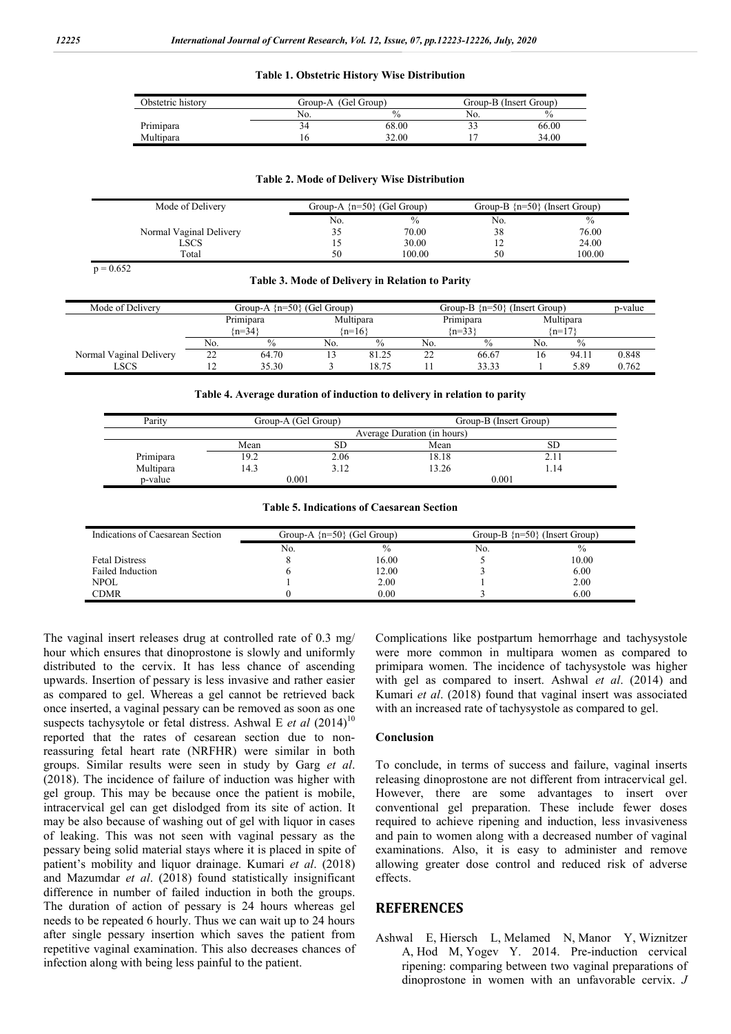**Table 1. Obstetric History Wise Distribution**

| Obstetric history | Group-A (Gel Group) | | Group-B (Insert Group) | |
|---|---|---|---|---|
| | No. | % | No. | % |
| Primipara | 34 | 68.00 | 33 | 66.00 |
| Multipara | 16 | 32.00 | 17 | 34.00 |

**Table 2. Mode of Delivery Wise Distribution**

| Mode of Delivery | Group-A {n=50} (Gel Group) | | Group-B {n=50} (Insert Group) | |
|---|---|---|---|---|
| | No. | % | No. | % |
| Normal Vaginal Delivery | 35 | 70.00 | 38 | 76.00 |
| LSCS | 15 | 30.00 | 12 | 24.00 |
| Total | 50 | 100.00 | 50 | 100.00 |

p = 0.652

**Table 3. Mode of Delivery in Relation to Parity**

| Mode of Delivery | Group-A {n=50} (Gel Group) | | | | Group-B {n=50} (Insert Group) | | | | p-value |
|---|---|---|---|---|---|---|---|---|---|
| | Primipara {n=34} | | Multipara {n=16} | | Primipara {n=33} | | Multipara {n=17} | | |
| | No. | % | No. | % | No. | % | No. | % | |
| Normal Vaginal Delivery | 22 | 64.70 | 13 | 81.25 | 22 | 66.67 | 16 | 94.11 | 0.848 |
| LSCS | 12 | 35.30 | 3 | 18.75 | 11 | 33.33 | 1 | 5.89 | 0.762 |

**Table 4. Average duration of induction to delivery in relation to parity**

| Parity | Group-A (Gel Group) | | Group-B (Insert Group) | |
|---|---|---|---|---|
| | Average Duration (in hours) | | | |
| | Mean | SD | Mean | SD |
| Primipara | 19.2 | 2.06 | 18.18 | 2.11 |
| Multipara | 14.3 | 3.12 | 13.26 | 1.14 |
| p-value | 0.001 | | 0.001 | |

**Table 5. Indications of Caesarean Section**

| Indications of Caesarean Section | Group-A {n=50} (Gel Group) | | Group-B {n=50} (Insert Group) | |
|---|---|---|---|---|
| | No. | % | No. | % |
| Fetal Distress | 8 | 16.00 | 5 | 10.00 |
| Failed Induction | 6 | 12.00 | 3 | 6.00 |
| NPOL | 1 | 2.00 | 1 | 2.00 |
| CDMR | 0 | 0.00 | 3 | 6.00 |

The vaginal insert releases drug at controlled rate of 0.3 mg/ hour which ensures that dinoprostone is slowly and uniformly distributed to the cervix. It has less chance of ascending upwards. Insertion of pessary is less invasive and rather easier as compared to gel. Whereas a gel cannot be retrieved back once inserted, a vaginal pessary can be removed as soon as one suspects tachysytole or fetal distress. Ashwal E *et al* (2014)[10] reported that the rates of cesarean section due to non-reassuring fetal heart rate (NRFHR) were similar in both groups. Similar results were seen in study by Garg *et al*. (2018). The incidence of failure of induction was higher with gel group. This may be because once the patient is mobile, intracervical gel can get dislodged from its site of action. It may be also because of washing out of gel with liquor in cases of leaking. This was not seen with vaginal pessary as the pessary being solid material stays where it is placed in spite of patient's mobility and liquor drainage. Kumari *et al*. (2018) and Mazumdar *et al*. (2018) found statistically insignificant difference in number of failed induction in both the groups. The duration of action of pessary is 24 hours whereas gel needs to be repeated 6 hourly. Thus we can wait up to 24 hours after single pessary insertion which saves the patient from repetitive vaginal examination. This also decreases chances of infection along with being less painful to the patient.

Complications like postpartum hemorrhage and tachysystole were more common in multipara women as compared to primipara women. The incidence of tachysystole was higher with gel as compared to insert. Ashwal *et al*. (2014) and Kumari *et al*. (2018) found that vaginal insert was associated with an increased rate of tachysystole as compared to gel.

## Conclusion

To conclude, in terms of success and failure, vaginal inserts releasing dinoprostone are not different from intracervical gel. However, there are some advantages to insert over conventional gel preparation. These include fewer doses required to achieve ripening and induction, less invasiveness and pain to women along with a decreased number of vaginal examinations. Also, it is easy to administer and remove allowing greater dose control and reduced risk of adverse effects.

## REFERENCES

Ashwal E, Hiersch L, Melamed N, Manor Y, Wiznitzer A, Hod M, Yogev Y. 2014. Pre-induction cervical ripening: comparing between two vaginal preparations of dinoprostone in women with an unfavorable cervix. *J*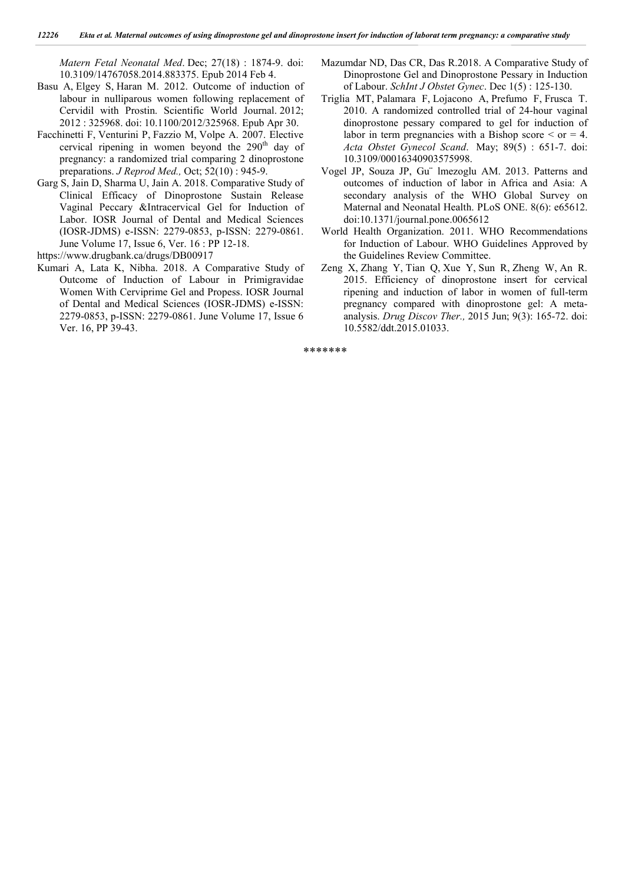*Matern Fetal Neonatal Med*. Dec; 27(18) : 1874-9. doi: 10.3109/14767058.2014.883375. Epub 2014 Feb 4.

Basu A, Elgey S, Haran M. 2012. Outcome of induction of labour in nulliparous women following replacement of Cervidil with Prostin. Scientific World Journal. 2012; 2012 : 325968. doi: 10.1100/2012/325968. Epub Apr 30.

Facchinetti F, Venturini P, Fazzio M, Volpe A. 2007. Elective cervical ripening in women beyond the 290th day of pregnancy: a randomized trial comparing 2 dinoprostone preparations. *J Reprod Med.,* Oct; 52(10) : 945-9.

Garg S, Jain D, Sharma U, Jain A. 2018. Comparative Study of Clinical Efficacy of Dinoprostone Sustain Release Vaginal Peccary &Intracervical Gel for Induction of Labor. IOSR Journal of Dental and Medical Sciences (IOSR-JDMS) e-ISSN: 2279-0853, p-ISSN: 2279-0861. June Volume 17, Issue 6, Ver. 16 : PP 12-18.

https://www.drugbank.ca/drugs/DB00917

Kumari A, Lata K, Nibha. 2018. A Comparative Study of Outcome of Induction of Labour in Primigravidae Women With Cerviprime Gel and Propess. IOSR Journal of Dental and Medical Sciences (IOSR-JDMS) e-ISSN: 2279-0853, p-ISSN: 2279-0861. June Volume 17, Issue 6 Ver. 16, PP 39-43.

Mazumdar ND, Das CR, Das R.2018. A Comparative Study of Dinoprostone Gel and Dinoprostone Pessary in Induction of Labour. *SchInt J Obstet Gynec*. Dec 1(5) : 125-130.

Triglia MT, Palamara F, Lojacono A, Prefumo F, Frusca T. 2010. A randomized controlled trial of 24-hour vaginal dinoprostone pessary compared to gel for induction of labor in term pregnancies with a Bishop score < or = 4. *Acta Obstet Gynecol Scand*. May; 89(5) : 651-7. doi: 10.3109/00016340903575998.

Vogel JP, Souza JP, Gu¨ lmezoglu AM. 2013. Patterns and outcomes of induction of labor in Africa and Asia: A secondary analysis of the WHO Global Survey on Maternal and Neonatal Health. PLoS ONE. 8(6): e65612. doi:10.1371/journal.pone.0065612

World Health Organization. 2011. WHO Recommendations for Induction of Labour. WHO Guidelines Approved by the Guidelines Review Committee.

Zeng X, Zhang Y, Tian Q, Xue Y, Sun R, Zheng W, An R. 2015. Efficiency of dinoprostone insert for cervical ripening and induction of labor in women of full-term pregnancy compared with dinoprostone gel: A meta-analysis. *Drug Discov Ther.,* 2015 Jun; 9(3): 165-72. doi: 10.5582/ddt.2015.01033.

\*\*\*\*\*\*\*